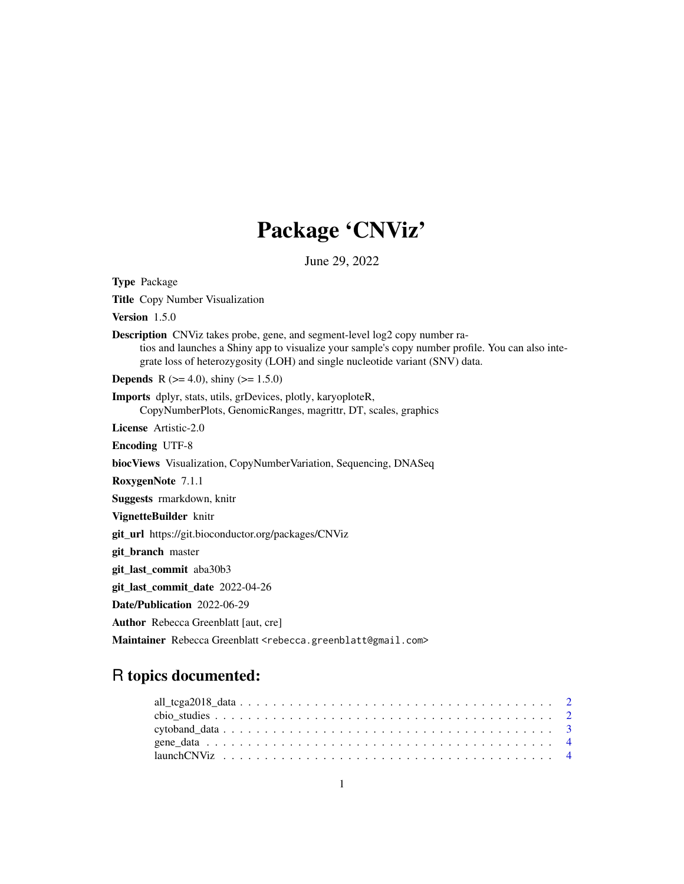# Package 'CNViz'

June 29, 2022

**Type** Package

**Title** Copy Number Visualization

**Version** 1.5.0

**Description** CNViz takes probe, gene, and segment-level log2 copy number ratios and launches a Shiny app to visualize your sample's copy number profile. You can also integrate loss of heterozygosity (LOH) and single nucleotide variant (SNV) data.

**Depends** R (>= 4.0), shiny (>= 1.5.0)

**Imports** dplyr, stats, utils, grDevices, plotly, karyoploteR, CopyNumberPlots, GenomicRanges, magrittr, DT, scales, graphics

**License** Artistic-2.0

**Encoding** UTF-8

**biocViews** Visualization, CopyNumberVariation, Sequencing, DNASeq

**RoxygenNote** 7.1.1

**Suggests** rmarkdown, knitr

**VignetteBuilder** knitr

**git_url** https://git.bioconductor.org/packages/CNViz

**git_branch** master

**git_last_commit** aba30b3

**git_last_commit_date** 2022-04-26

**Date/Publication** 2022-06-29

**Author** Rebecca Greenblatt [aut, cre]

**Maintainer** Rebecca Greenblatt <rebecca.greenblatt@gmail.com>

## R topics documented:

- all_tcga2018_data . . . . . . . . . . . . . . . . . . . . . . . . . . . . . . . . . . . . 2
- cbio_studies . . . . . . . . . . . . . . . . . . . . . . . . . . . . . . . . . . . . . . . 2
- cytoband_data . . . . . . . . . . . . . . . . . . . . . . . . . . . . . . . . . . . . . . 3
- gene_data . . . . . . . . . . . . . . . . . . . . . . . . . . . . . . . . . . . . . . . . 4
- launchCNViz . . . . . . . . . . . . . . . . . . . . . . . . . . . . . . . . . . . . . . . 4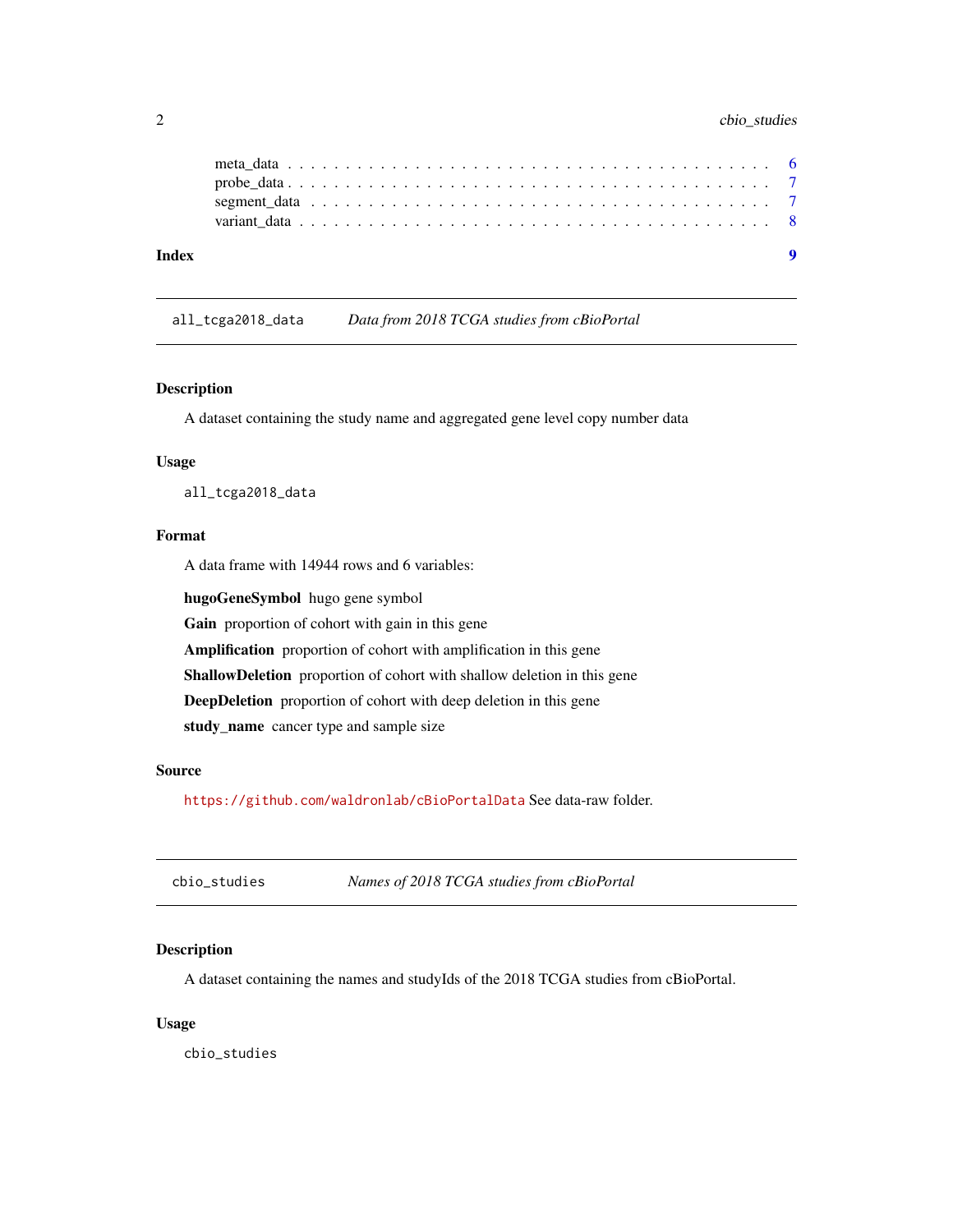meta_data . . . . . . . . . . . . . . . . . . . . . . . . . . . . . . . . . . . . . . . 6
probe_data . . . . . . . . . . . . . . . . . . . . . . . . . . . . . . . . . . . . . . . 7
segment_data . . . . . . . . . . . . . . . . . . . . . . . . . . . . . . . . . . . . . . 7
variant_data . . . . . . . . . . . . . . . . . . . . . . . . . . . . . . . . . . . . . . 8

**Index** **9**

---

`all_tcga2018_data` *Data from 2018 TCGA studies from cBioPortal*

---

### Description

A dataset containing the study name and aggregated gene level copy number data

### Usage

```
all_tcga2018_data
```

### Format

A data frame with 14944 rows and 6 variables:

**hugoGeneSymbol** hugo gene symbol

**Gain** proportion of cohort with gain in this gene

**Amplification** proportion of cohort with amplification in this gene

**ShallowDeletion** proportion of cohort with shallow deletion in this gene

**DeepDeletion** proportion of cohort with deep deletion in this gene

**study_name** cancer type and sample size

### Source

https://github.com/waldronlab/cBioPortalData See data-raw folder.

---

`cbio_studies` *Names of 2018 TCGA studies from cBioPortal*

---

### Description

A dataset containing the names and studyIds of the 2018 TCGA studies from cBioPortal.

### Usage

```
cbio_studies
```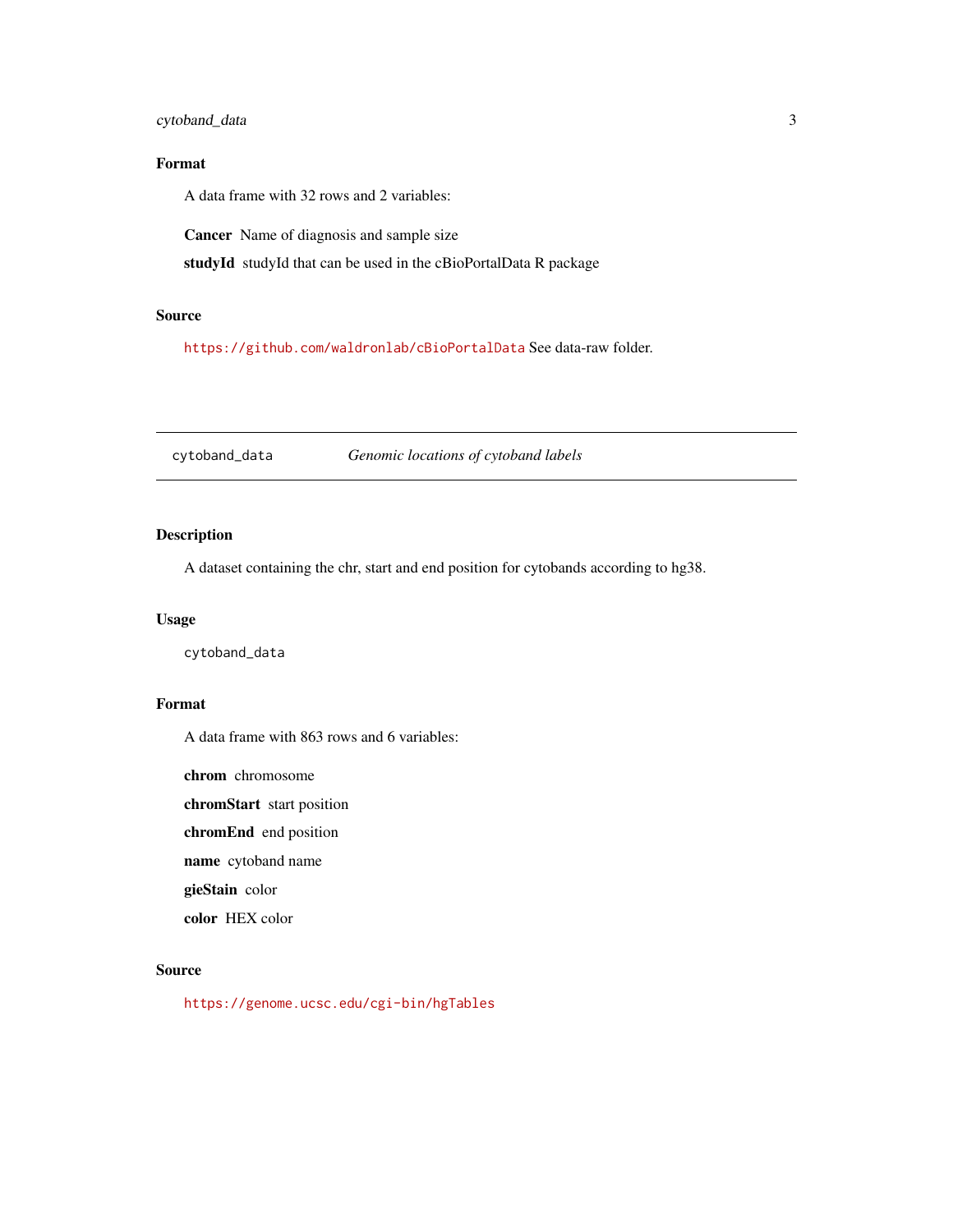### Format

A data frame with 32 rows and 2 variables:

**Cancer** Name of diagnosis and sample size

**studyId** studyId that can be used in the cBioPortalData R package

### Source

https://github.com/waldronlab/cBioPortalData See data-raw folder.

---

## cytoband_data *Genomic locations of cytoband labels*

---

### Description

A dataset containing the chr, start and end position for cytobands according to hg38.

### Usage

```
cytoband_data
```

### Format

A data frame with 863 rows and 6 variables:

**chrom** chromosome

**chromStart** start position

**chromEnd** end position

**name** cytoband name

**gieStain** color

**color** HEX color

### Source

https://genome.ucsc.edu/cgi-bin/hgTables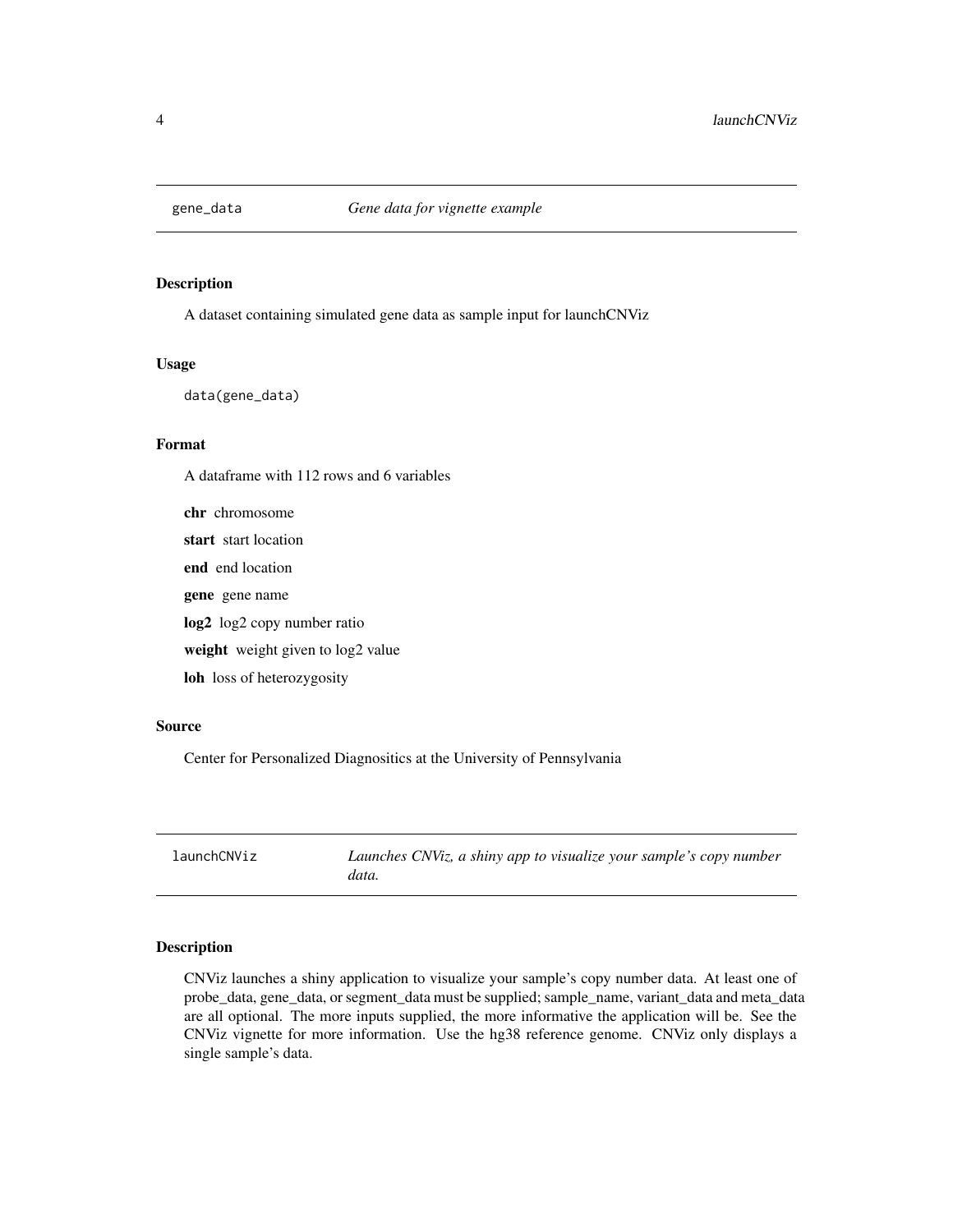## gene_data *Gene data for vignette example*

### Description

A dataset containing simulated gene data as sample input for launchCNViz

### Usage

```
data(gene_data)
```

### Format

A dataframe with 112 rows and 6 variables

**chr** chromosome

**start** start location

**end** end location

**gene** gene name

**log2** log2 copy number ratio

**weight** weight given to log2 value

**loh** loss of heterozygosity

### Source

Center for Personalized Diagnosistics at the University of Pennsylvania

## launchCNViz *Launches CNViz, a shiny app to visualize your sample's copy number data.*

### Description

CNViz launches a shiny application to visualize your sample's copy number data. At least one of probe_data, gene_data, or segment_data must be supplied; sample_name, variant_data and meta_data are all optional. The more inputs supplied, the more informative the application will be. See the CNViz vignette for more information. Use the hg38 reference genome. CNViz only displays a single sample's data.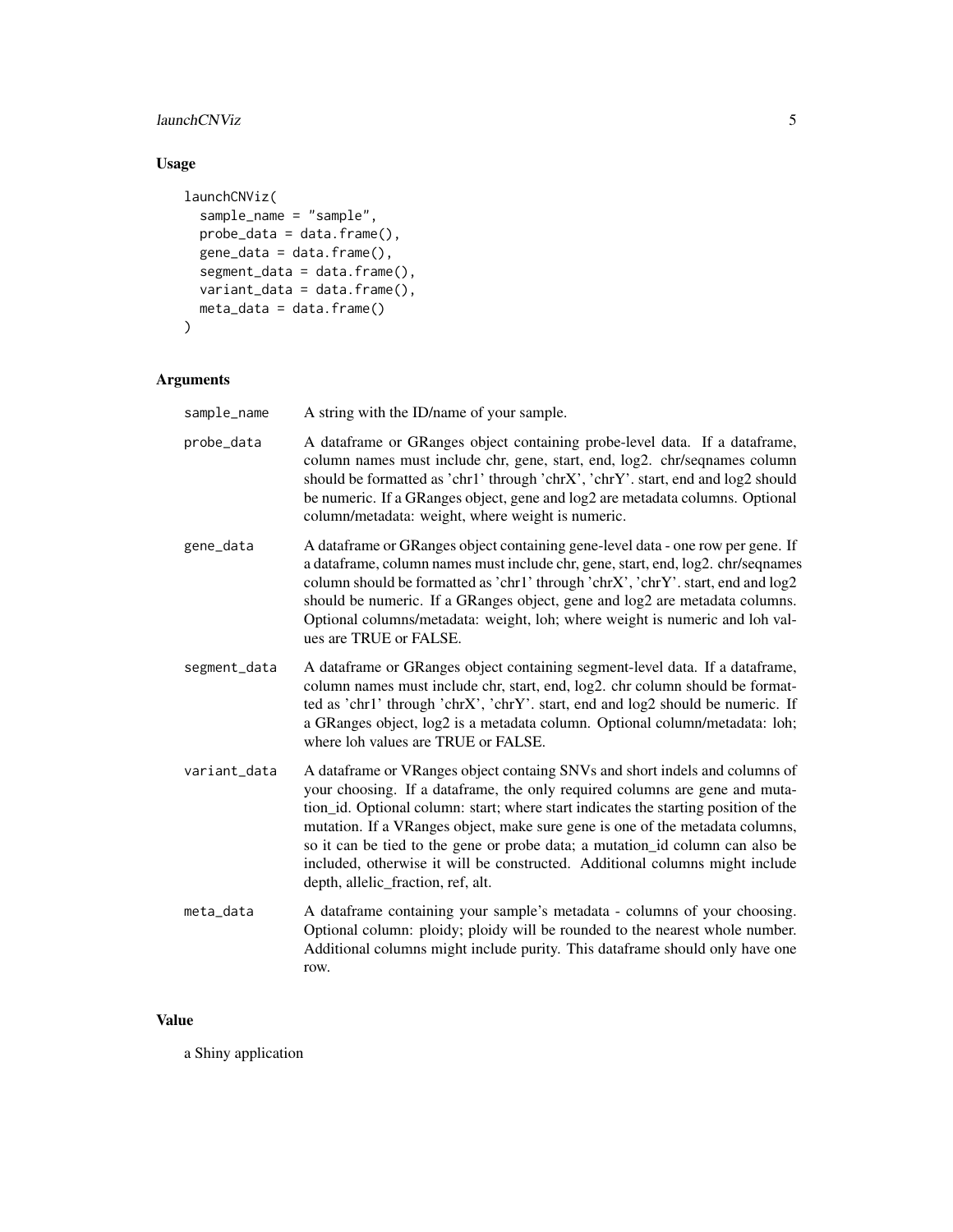## Usage

```
launchCNViz(
  sample_name = "sample",
  probe_data = data.frame(),
  gene_data = data.frame(),
  segment_data = data.frame(),
  variant_data = data.frame(),
  meta_data = data.frame()
)
```

## Arguments

| | |
|---|---|
| sample_name | A string with the ID/name of your sample. |
| probe_data | A dataframe or GRanges object containing probe-level data. If a dataframe, column names must include chr, gene, start, end, log2. chr/seqnames column should be formatted as 'chr1' through 'chrX', 'chrY'. start, end and log2 should be numeric. If a GRanges object, gene and log2 are metadata columns. Optional column/metadata: weight, where weight is numeric. |
| gene_data | A dataframe or GRanges object containing gene-level data - one row per gene. If a dataframe, column names must include chr, gene, start, end, log2. chr/seqnames column should be formatted as 'chr1' through 'chrX', 'chrY'. start, end and log2 should be numeric. If a GRanges object, gene and log2 are metadata columns. Optional columns/metadata: weight, loh; where weight is numeric and loh values are TRUE or FALSE. |
| segment_data | A dataframe or GRanges object containing segment-level data. If a dataframe, column names must include chr, start, end, log2. chr column should be formatted as 'chr1' through 'chrX', 'chrY'. start, end and log2 should be numeric. If a GRanges object, log2 is a metadata column. Optional column/metadata: loh; where loh values are TRUE or FALSE. |
| variant_data | A dataframe or VRanges object containg SNVs and short indels and columns of your choosing. If a dataframe, the only required columns are gene and mutation_id. Optional column: start; where start indicates the starting position of the mutation. If a VRanges object, make sure gene is one of the metadata columns, so it can be tied to the gene or probe data; a mutation_id column can also be included, otherwise it will be constructed. Additional columns might include depth, allelic_fraction, ref, alt. |
| meta_data | A dataframe containing your sample's metadata - columns of your choosing. Optional column: ploidy; ploidy will be rounded to the nearest whole number. Additional columns might include purity. This dataframe should only have one row. |

## Value

a Shiny application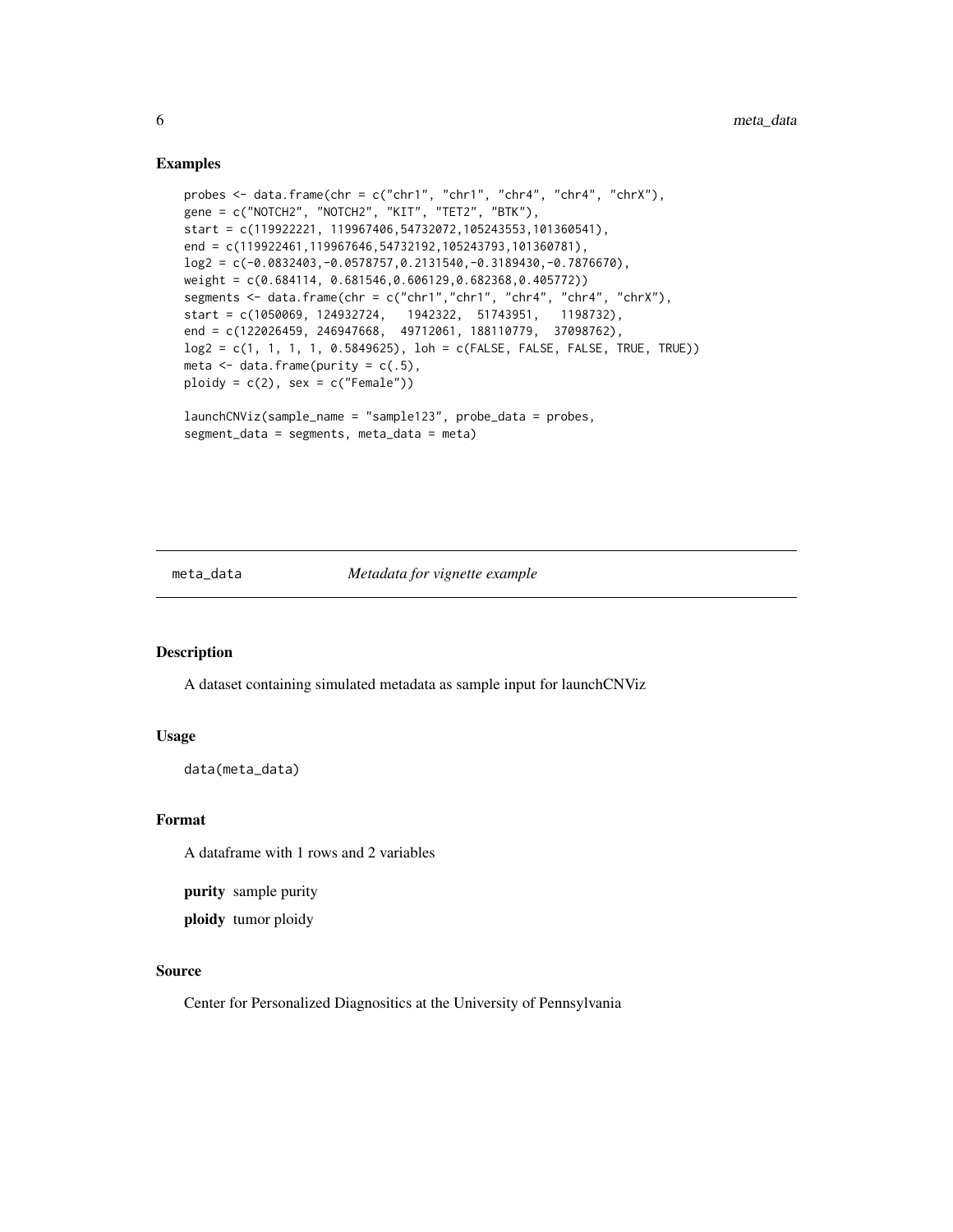### Examples

```
probes <- data.frame(chr = c("chr1", "chr1", "chr4", "chr4", "chrX"),
gene = c("NOTCH2", "NOTCH2", "KIT", "TET2", "BTK"),
start = c(119922221, 119967406,54732072,105243553,101360541),
end = c(119922461,119967646,54732192,105243793,101360781),
log2 = c(-0.0832403,-0.0578757,0.2131540,-0.3189430,-0.7876670),
weight = c(0.684114, 0.681546,0.606129,0.682368,0.405772))
segments <- data.frame(chr = c("chr1","chr1", "chr4", "chr4", "chrX"),
start = c(1050069, 124932724,   1942322,  51743951,   1198732),
end = c(122026459, 246947668,  49712061, 188110779,  37098762),
log2 = c(1, 1, 1, 1, 0.5849625), loh = c(FALSE, FALSE, FALSE, TRUE, TRUE))
meta <- data.frame(purity = c(.5),
ploidy = c(2), sex = c("Female"))

launchCNViz(sample_name = "sample123", probe_data = probes,
segment_data = segments, meta_data = meta)
```

---

## meta_data &nbsp;&nbsp;&nbsp;&nbsp; *Metadata for vignette example*

---

### Description

A dataset containing simulated metadata as sample input for launchCNViz

### Usage

```
data(meta_data)
```

### Format

A dataframe with 1 rows and 2 variables

**purity** sample purity

**ploidy** tumor ploidy

### Source

Center for Personalized Diagnositics at the University of Pennsylvania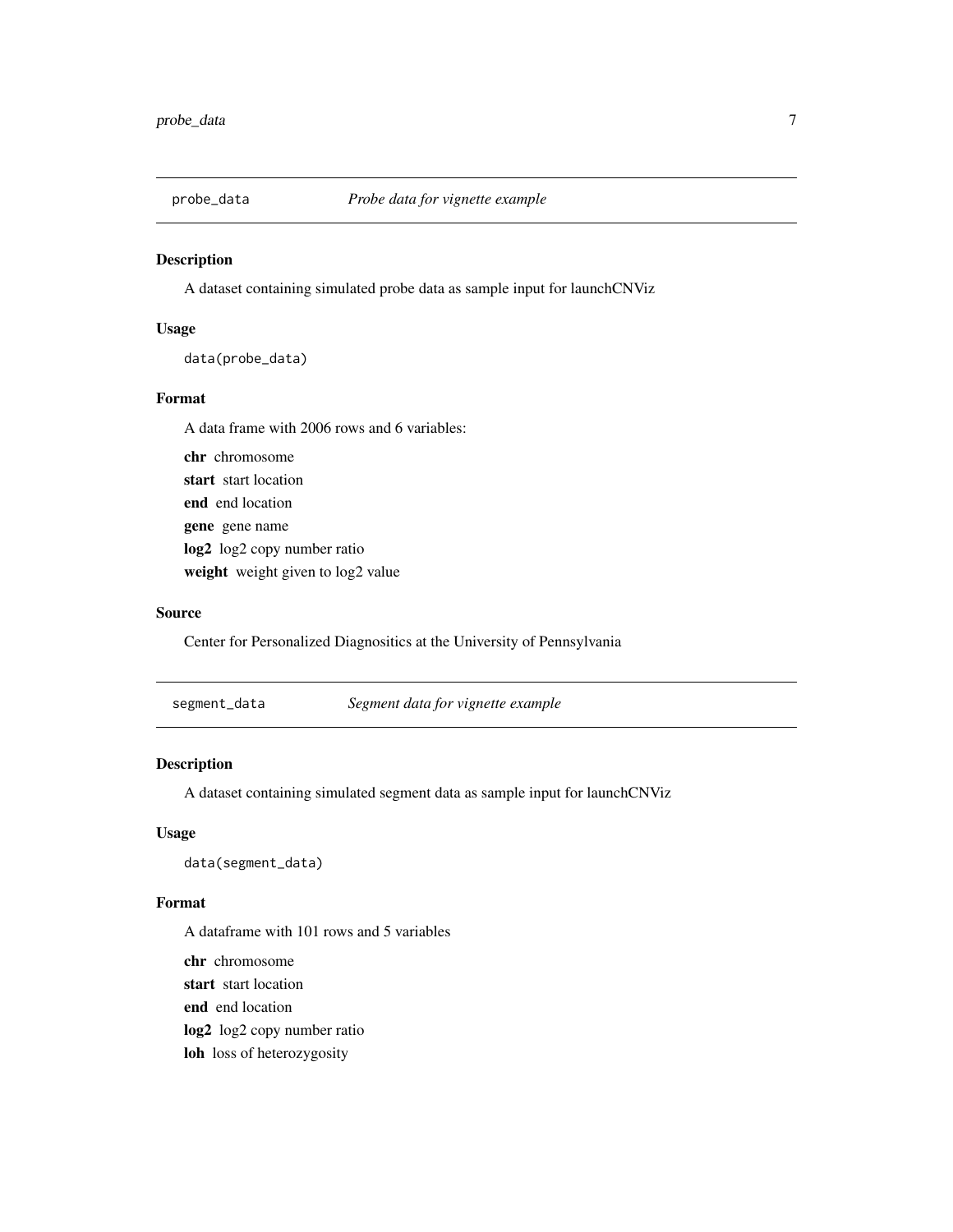## probe_data — *Probe data for vignette example*

### Description

A dataset containing simulated probe data as sample input for launchCNViz

### Usage

```
data(probe_data)
```

### Format

A data frame with 2006 rows and 6 variables:

**chr** chromosome

**start** start location

**end** end location

**gene** gene name

**log2** log2 copy number ratio

**weight** weight given to log2 value

### Source

Center for Personalized Diagnositics at the University of Pennsylvania

## segment_data — *Segment data for vignette example*

### Description

A dataset containing simulated segment data as sample input for launchCNViz

### Usage

```
data(segment_data)
```

### Format

A dataframe with 101 rows and 5 variables

**chr** chromosome

**start** start location

**end** end location

**log2** log2 copy number ratio

**loh** loss of heterozygosity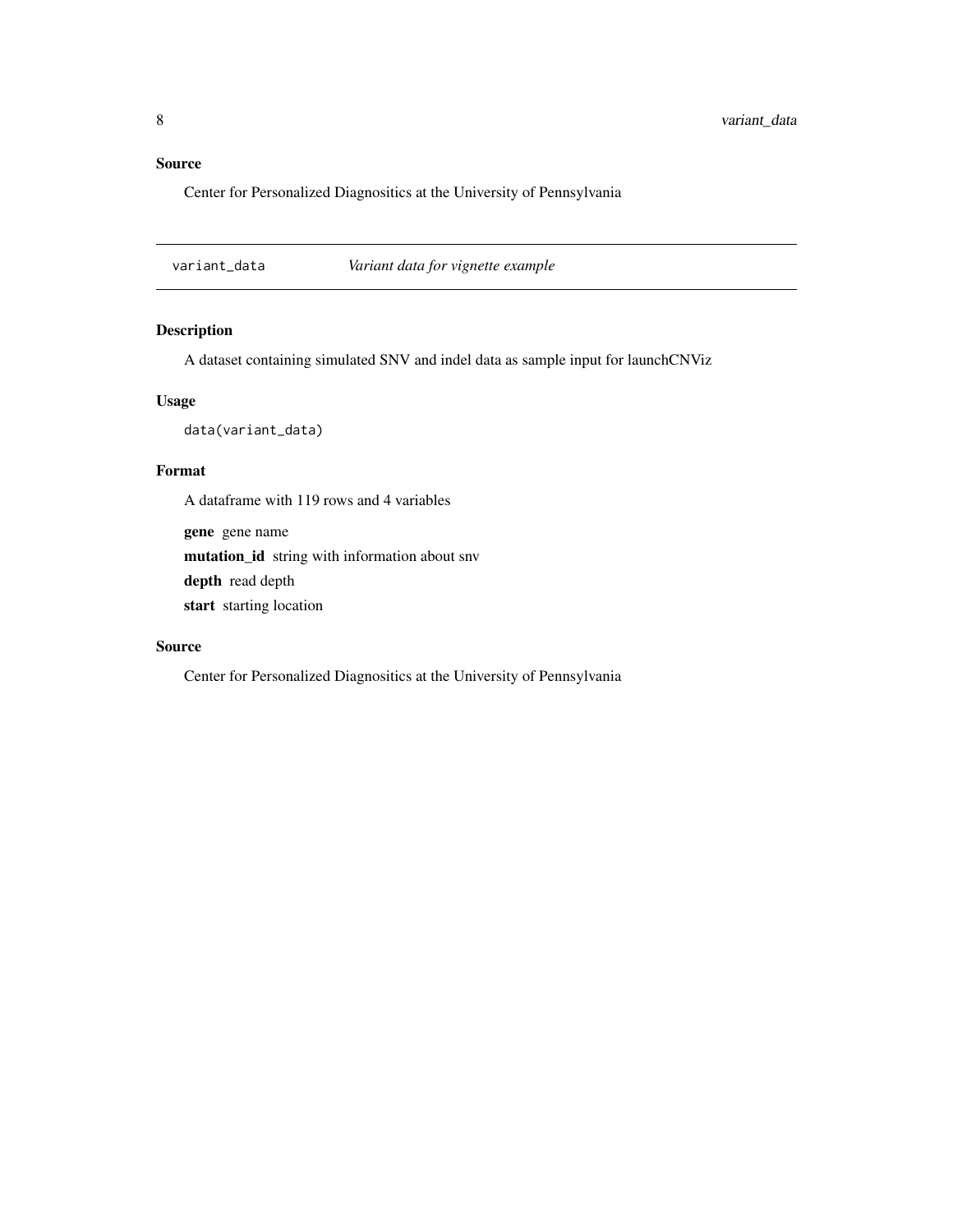### Source

Center for Personalized Diagnositics at the University of Pennsylvania

---

## variant_data — *Variant data for vignette example*

---

### Description

A dataset containing simulated SNV and indel data as sample input for launchCNViz

### Usage

```
data(variant_data)
```

### Format

A dataframe with 119 rows and 4 variables

**gene** gene name

**mutation_id** string with information about snv

**depth** read depth

**start** starting location

### Source

Center for Personalized Diagnositics at the University of Pennsylvania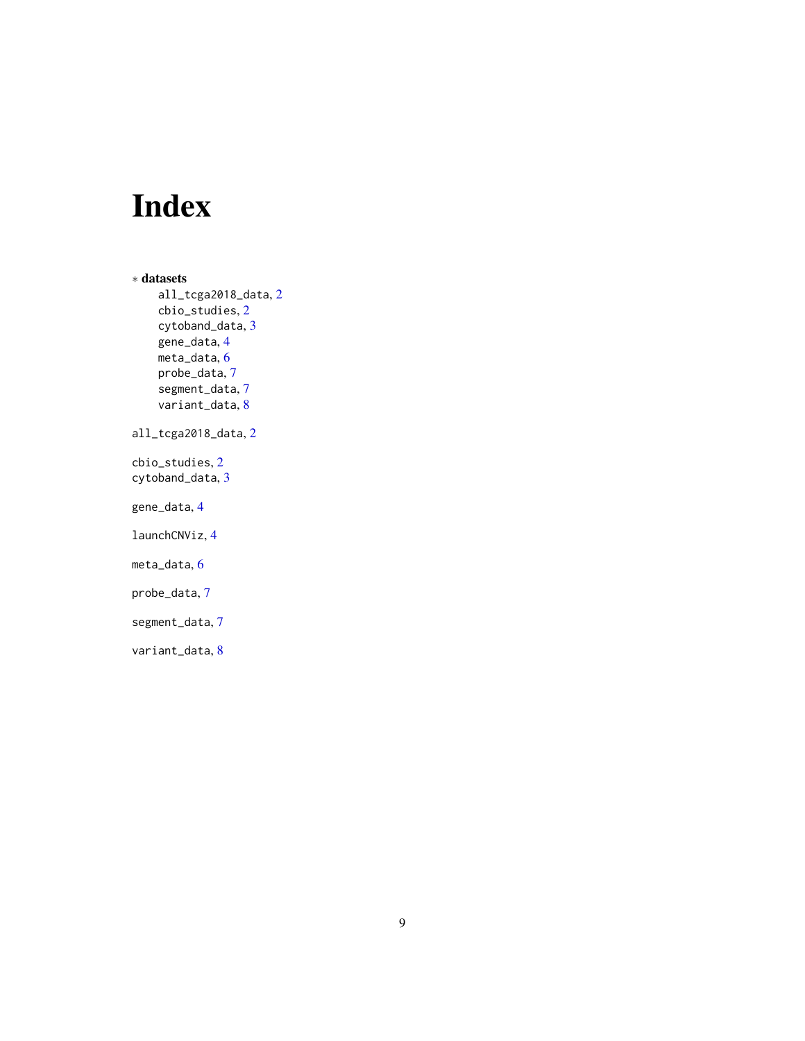# Index

∗ **datasets**
    all_tcga2018_data, 2
    cbio_studies, 2
    cytoband_data, 3
    gene_data, 4
    meta_data, 6
    probe_data, 7
    segment_data, 7
    variant_data, 8

all_tcga2018_data, 2

cbio_studies, 2
cytoband_data, 3

gene_data, 4

launchCNViz, 4

meta_data, 6

probe_data, 7

segment_data, 7

variant_data, 8